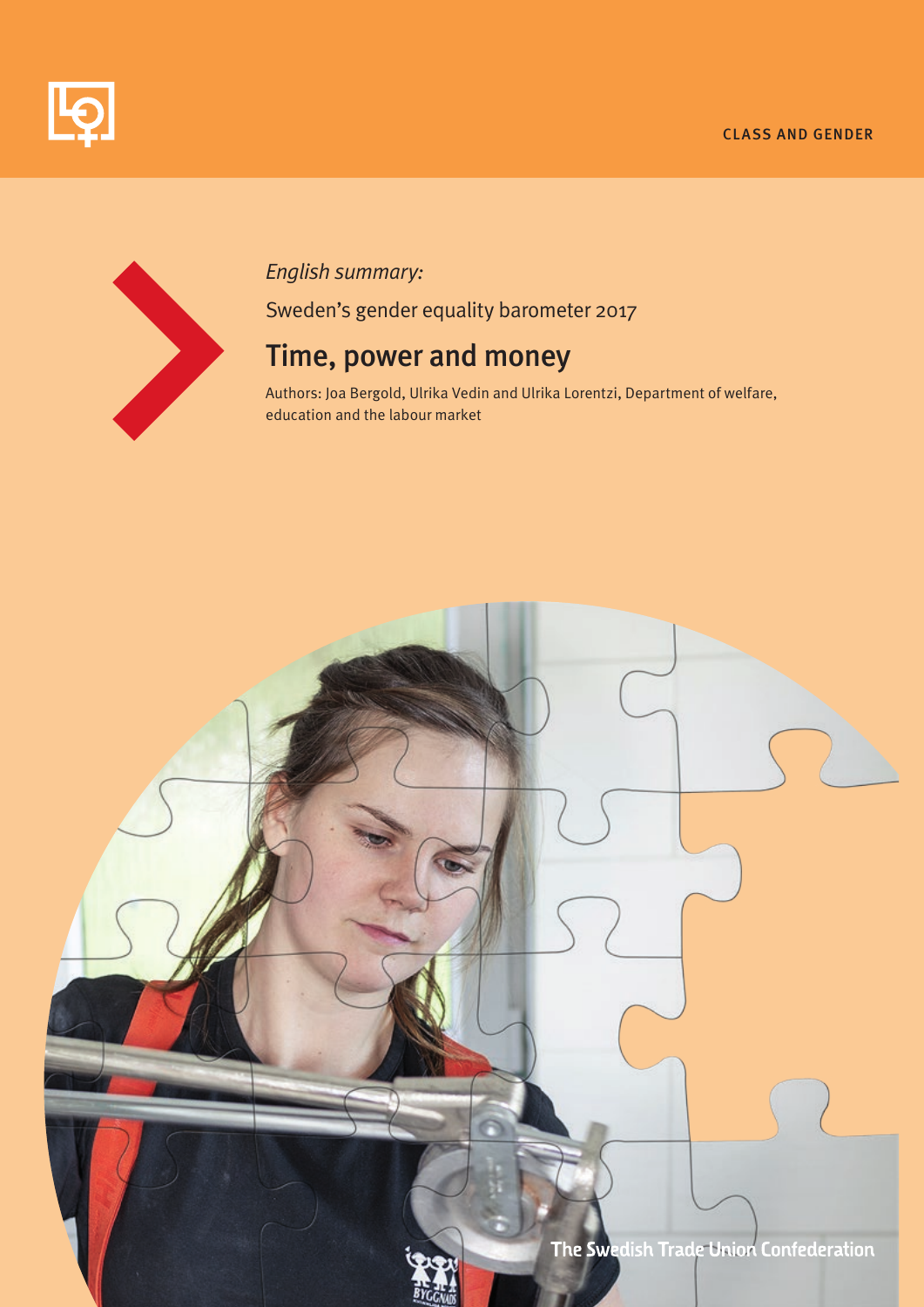CLASS AND GENDER

*English summary:*

Sweden's gender equality barometer 2017

# Time, power and money

Authors: Joa Bergold, Ulrika Vedin and Ulrika Lorentzi, Department of welfare, education and the labour market

The Swedish Trade Union Confederation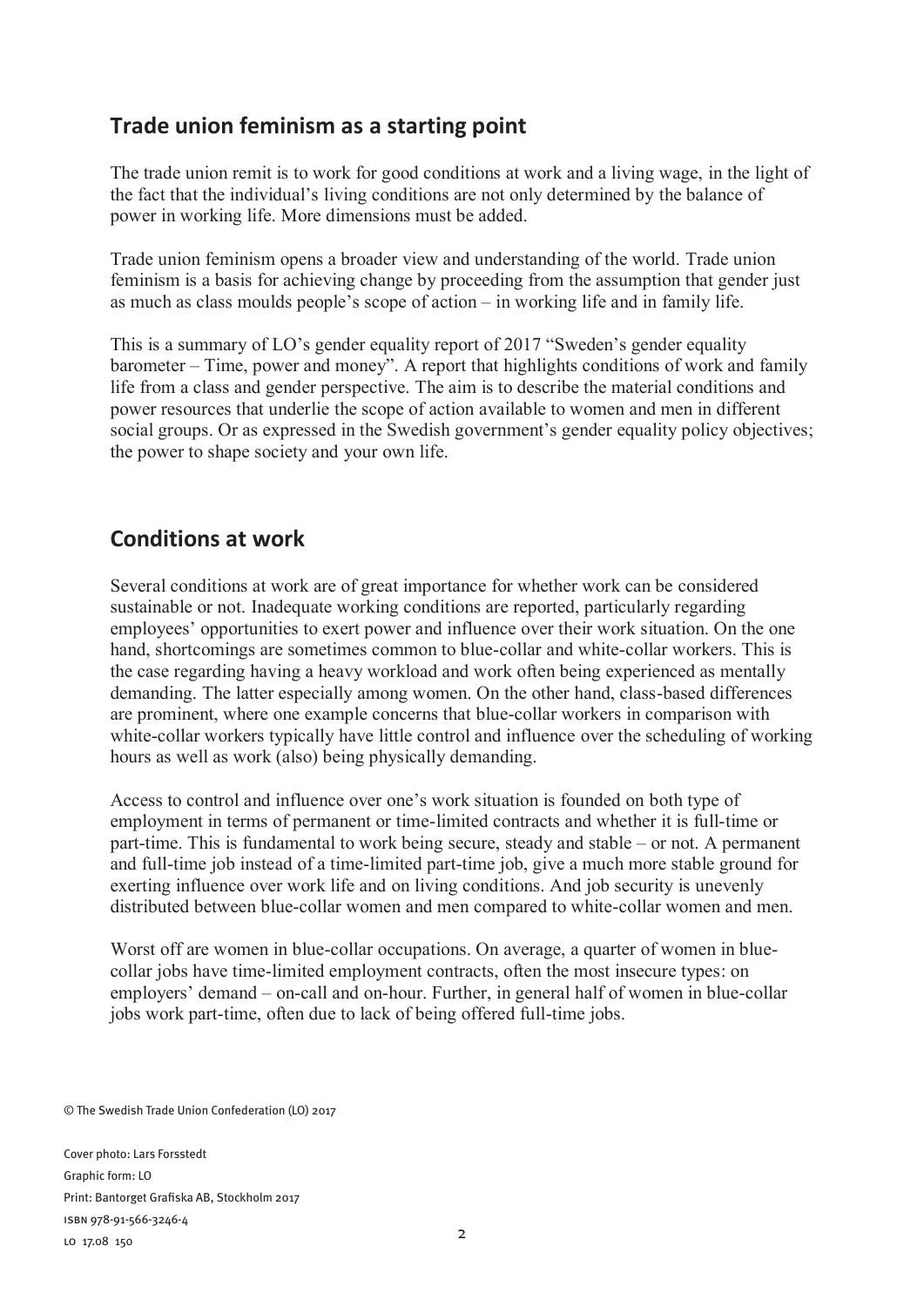## Trade union feminism as a starting point

The trade union remit is to work for good conditions at work and a living wage, in the light of the fact that the individual's living conditions are not only determined by the balance of power in working life. More dimensions must be added.

Trade union feminism opens a broader view and understanding of the world. Trade union feminism is a basis for achieving change by proceeding from the assumption that gender just as much as class moulds people's scope of action – in working life and in family life.

This is a summary of LO's gender equality report of 2017 "Sweden's gender equality barometer – Time, power and money". A report that highlights conditions of work and family life from a class and gender perspective. The aim is to describe the material conditions and power resources that underlie the scope of action available to women and men in different social groups. Or as expressed in the Swedish government's gender equality policy objectives; the power to shape society and your own life.

## Conditions at work

Several conditions at work are of great importance for whether work can be considered sustainable or not. Inadequate working conditions are reported, particularly regarding employees' opportunities to exert power and influence over their work situation. On the one hand, shortcomings are sometimes common to blue-collar and white-collar workers. This is the case regarding having a heavy workload and work often being experienced as mentally demanding. The latter especially among women. On the other hand, class-based differences are prominent, where one example concerns that blue-collar workers in comparison with white-collar workers typically have little control and influence over the scheduling of working hours as well as work (also) being physically demanding.

Access to control and influence over one's work situation is founded on both type of employment in terms of permanent or time-limited contracts and whether it is full-time or part-time. This is fundamental to work being secure, steady and stable – or not. A permanent and full-time job instead of a time-limited part-time job, give a much more stable ground for exerting influence over work life and on living conditions. And job security is unevenly distributed between blue-collar women and men compared to white-collar women and men.

Worst off are women in blue-collar occupations. On average, a quarter of women in blue-collar jobs have time-limited employment contracts, often the most insecure types: on employers' demand – on-call and on-hour. Further, in general half of women in blue-collar jobs work part-time, often due to lack of being offered full-time jobs.

© The Swedish Trade Union Confederation (LO) 2017

Cover photo: Lars Forsstedt
Graphic form: LO
Print: Bantorget Grafiska AB, Stockholm 2017
ISBN 978-91-566-3246-4
LO 17.08 150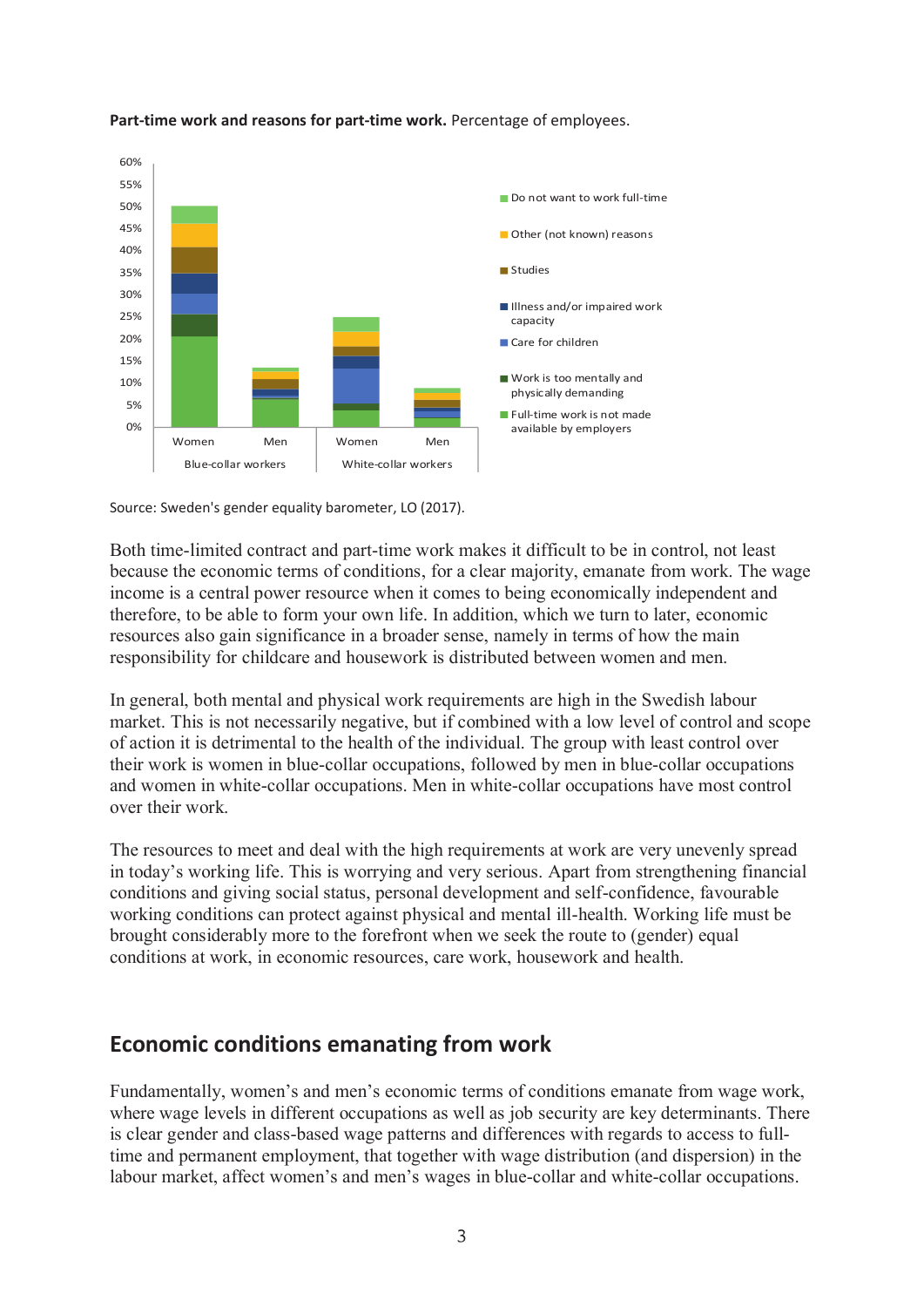**Part-time work and reasons for part-time work.** Percentage of employees.

Source: Sweden's gender equality barometer, LO (2017).

Both time-limited contract and part-time work makes it difficult to be in control, not least because the economic terms of conditions, for a clear majority, emanate from work. The wage income is a central power resource when it comes to being economically independent and therefore, to be able to form your own life. In addition, which we turn to later, economic resources also gain significance in a broader sense, namely in terms of how the main responsibility for childcare and housework is distributed between women and men.

In general, both mental and physical work requirements are high in the Swedish labour market. This is not necessarily negative, but if combined with a low level of control and scope of action it is detrimental to the health of the individual. The group with least control over their work is women in blue-collar occupations, followed by men in blue-collar occupations and women in white-collar occupations. Men in white-collar occupations have most control over their work.

The resources to meet and deal with the high requirements at work are very unevenly spread in today's working life. This is worrying and very serious. Apart from strengthening financial conditions and giving social status, personal development and self-confidence, favourable working conditions can protect against physical and mental ill-health. Working life must be brought considerably more to the forefront when we seek the route to (gender) equal conditions at work, in economic resources, care work, housework and health.

## Economic conditions emanating from work

Fundamentally, women's and men's economic terms of conditions emanate from wage work, where wage levels in different occupations as well as job security are key determinants. There is clear gender and class-based wage patterns and differences with regards to access to full-time and permanent employment, that together with wage distribution (and dispersion) in the labour market, affect women's and men's wages in blue-collar and white-collar occupations.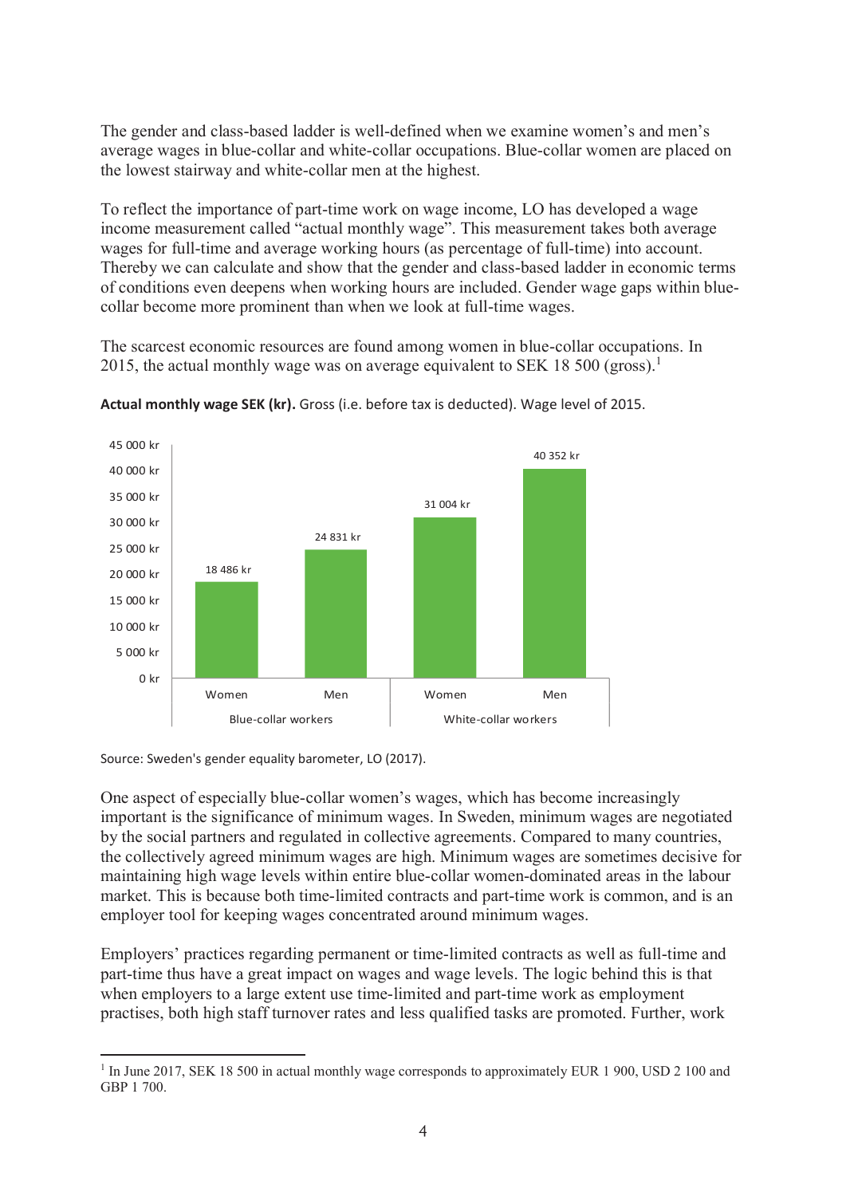The gender and class-based ladder is well-defined when we examine women's and men's average wages in blue-collar and white-collar occupations. Blue-collar women are placed on the lowest stairway and white-collar men at the highest.

To reflect the importance of part-time work on wage income, LO has developed a wage income measurement called "actual monthly wage". This measurement takes both average wages for full-time and average working hours (as percentage of full-time) into account. Thereby we can calculate and show that the gender and class-based ladder in economic terms of conditions even deepens when working hours are included. Gender wage gaps within blue-collar become more prominent than when we look at full-time wages.

The scarcest economic resources are found among women in blue-collar occupations. In 2015, the actual monthly wage was on average equivalent to SEK 18 500 (gross).[1]

**Actual monthly wage SEK (kr).** Gross (i.e. before tax is deducted). Wage level of 2015.

| | Blue-collar workers | | White-collar workers | |
|---|---|---|---|---|
| | Women | Men | Women | Men |
| Actual monthly wage | 18 486 kr | 24 831 kr | 31 004 kr | 40 352 kr |

Source: Sweden's gender equality barometer, LO (2017).

One aspect of especially blue-collar women's wages, which has become increasingly important is the significance of minimum wages. In Sweden, minimum wages are negotiated by the social partners and regulated in collective agreements. Compared to many countries, the collectively agreed minimum wages are high. Minimum wages are sometimes decisive for maintaining high wage levels within entire blue-collar women-dominated areas in the labour market. This is because both time-limited contracts and part-time work is common, and is an employer tool for keeping wages concentrated around minimum wages.

Employers' practices regarding permanent or time-limited contracts as well as full-time and part-time thus have a great impact on wages and wage levels. The logic behind this is that when employers to a large extent use time-limited and part-time work as employment practises, both high staff turnover rates and less qualified tasks are promoted. Further, work

[1] In June 2017, SEK 18 500 in actual monthly wage corresponds to approximately EUR 1 900, USD 2 100 and GBP 1 700.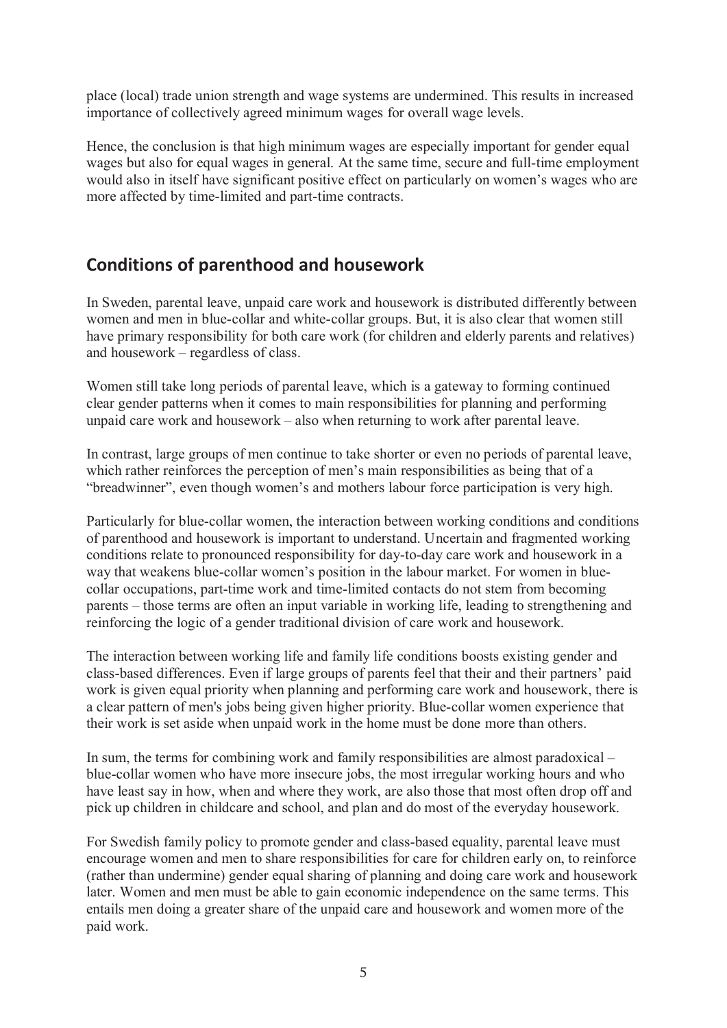place (local) trade union strength and wage systems are undermined. This results in increased importance of collectively agreed minimum wages for overall wage levels.

Hence, the conclusion is that high minimum wages are especially important for gender equal wages but also for equal wages in general. At the same time, secure and full-time employment would also in itself have significant positive effect on particularly on women's wages who are more affected by time-limited and part-time contracts.

## Conditions of parenthood and housework

In Sweden, parental leave, unpaid care work and housework is distributed differently between women and men in blue-collar and white-collar groups. But, it is also clear that women still have primary responsibility for both care work (for children and elderly parents and relatives) and housework – regardless of class.

Women still take long periods of parental leave, which is a gateway to forming continued clear gender patterns when it comes to main responsibilities for planning and performing unpaid care work and housework – also when returning to work after parental leave.

In contrast, large groups of men continue to take shorter or even no periods of parental leave, which rather reinforces the perception of men's main responsibilities as being that of a "breadwinner", even though women's and mothers labour force participation is very high.

Particularly for blue-collar women, the interaction between working conditions and conditions of parenthood and housework is important to understand. Uncertain and fragmented working conditions relate to pronounced responsibility for day-to-day care work and housework in a way that weakens blue-collar women's position in the labour market. For women in blue-collar occupations, part-time work and time-limited contacts do not stem from becoming parents – those terms are often an input variable in working life, leading to strengthening and reinforcing the logic of a gender traditional division of care work and housework.

The interaction between working life and family life conditions boosts existing gender and class-based differences. Even if large groups of parents feel that their and their partners' paid work is given equal priority when planning and performing care work and housework, there is a clear pattern of men's jobs being given higher priority. Blue-collar women experience that their work is set aside when unpaid work in the home must be done more than others.

In sum, the terms for combining work and family responsibilities are almost paradoxical – blue-collar women who have more insecure jobs, the most irregular working hours and who have least say in how, when and where they work, are also those that most often drop off and pick up children in childcare and school, and plan and do most of the everyday housework.

For Swedish family policy to promote gender and class-based equality, parental leave must encourage women and men to share responsibilities for care for children early on, to reinforce (rather than undermine) gender equal sharing of planning and doing care work and housework later. Women and men must be able to gain economic independence on the same terms. This entails men doing a greater share of the unpaid care and housework and women more of the paid work.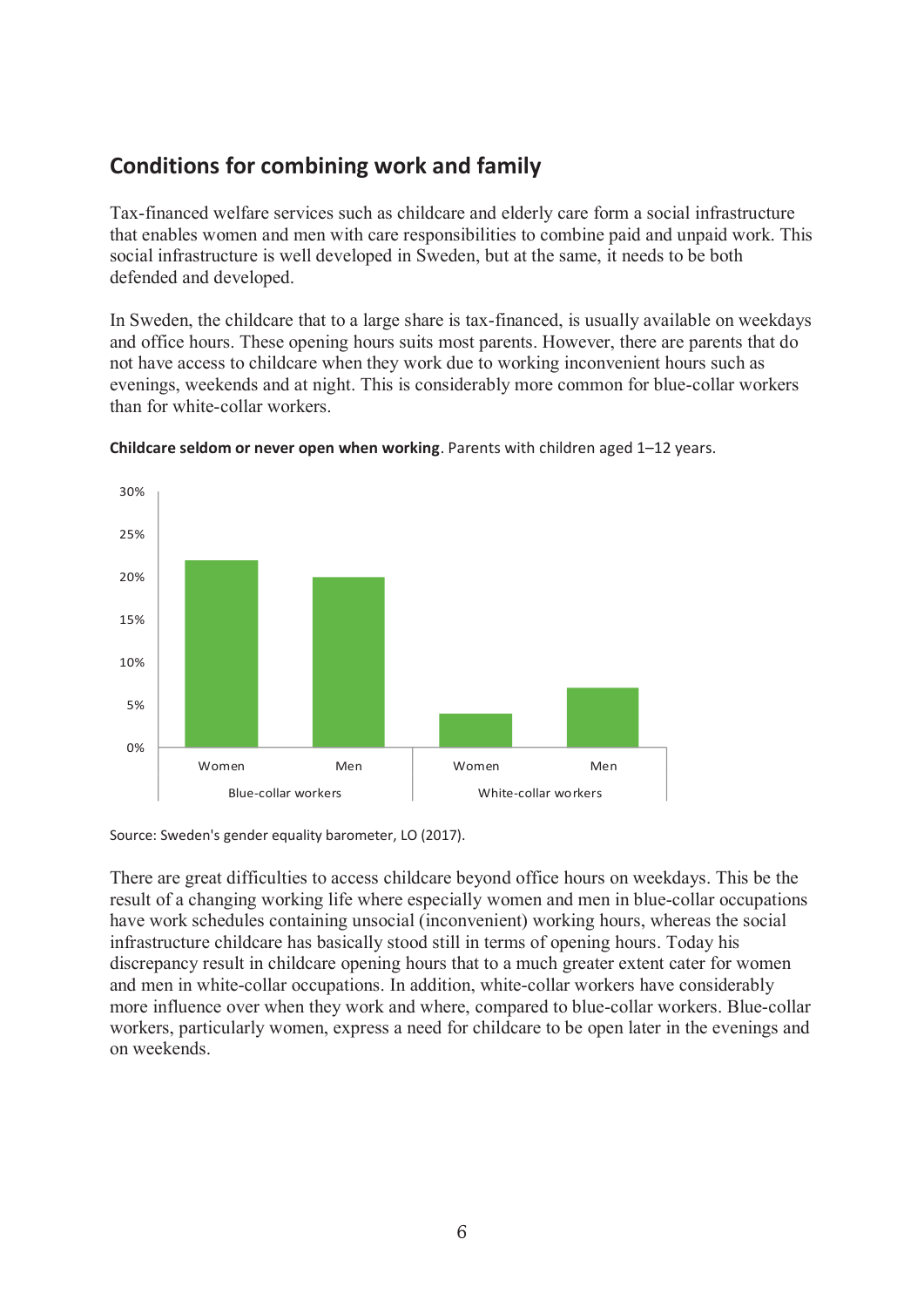## Conditions for combining work and family

Tax-financed welfare services such as childcare and elderly care form a social infrastructure that enables women and men with care responsibilities to combine paid and unpaid work. This social infrastructure is well developed in Sweden, but at the same, it needs to be both defended and developed.

In Sweden, the childcare that to a large share is tax-financed, is usually available on weekdays and office hours. These opening hours suits most parents. However, there are parents that do not have access to childcare when they work due to working inconvenient hours such as evenings, weekends and at night. This is considerably more common for blue-collar workers than for white-collar workers.

**Childcare seldom or never open when working**. Parents with children aged 1–12 years.

Source: Sweden's gender equality barometer, LO (2017).

There are great difficulties to access childcare beyond office hours on weekdays. This be the result of a changing working life where especially women and men in blue-collar occupations have work schedules containing unsocial (inconvenient) working hours, whereas the social infrastructure childcare has basically stood still in terms of opening hours. Today his discrepancy result in childcare opening hours that to a much greater extent cater for women and men in white-collar occupations. In addition, white-collar workers have considerably more influence over when they work and where, compared to blue-collar workers. Blue-collar workers, particularly women, express a need for childcare to be open later in the evenings and on weekends.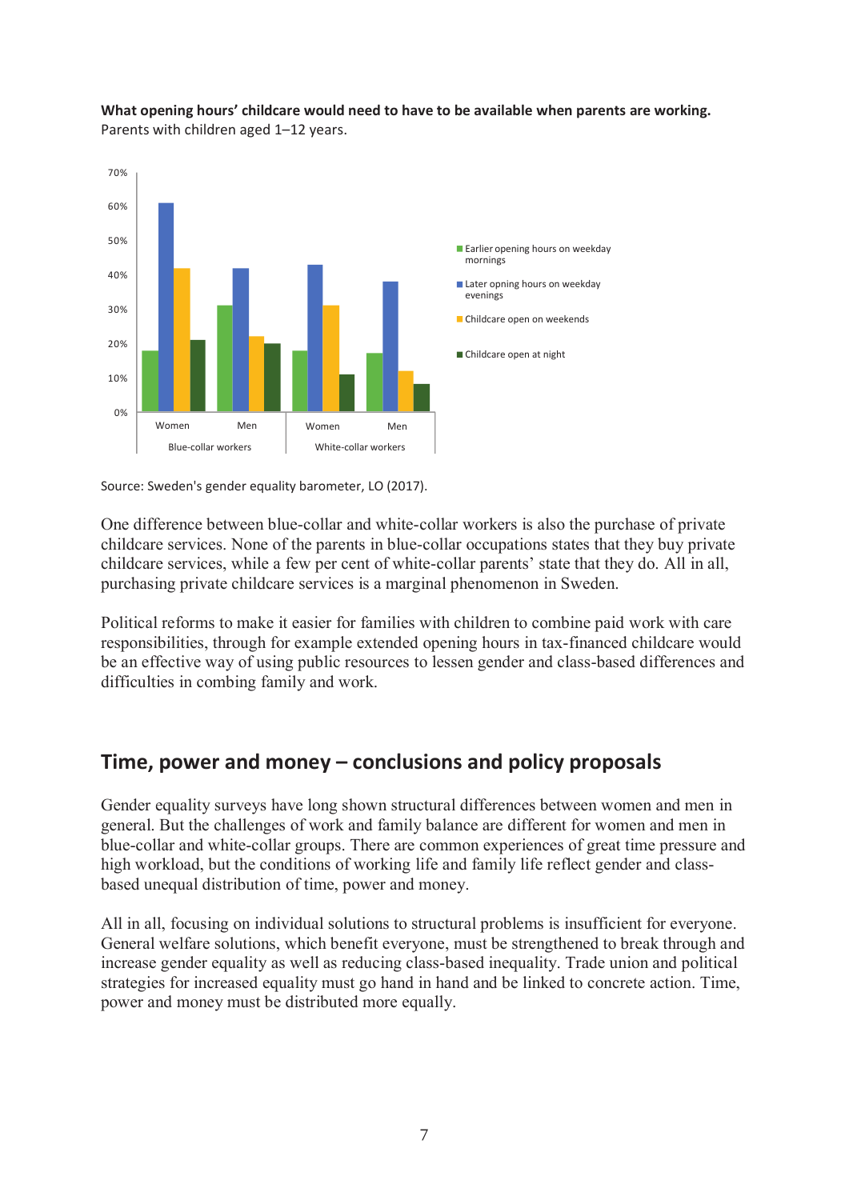**What opening hours' childcare would need to have to be available when parents are working.**
Parents with children aged 1–12 years.

Source: Sweden's gender equality barometer, LO (2017).

One difference between blue-collar and white-collar workers is also the purchase of private childcare services. None of the parents in blue-collar occupations states that they buy private childcare services, while a few per cent of white-collar parents' state that they do. All in all, purchasing private childcare services is a marginal phenomenon in Sweden.

Political reforms to make it easier for families with children to combine paid work with care responsibilities, through for example extended opening hours in tax-financed childcare would be an effective way of using public resources to lessen gender and class-based differences and difficulties in combining family and work.

## Time, power and money – conclusions and policy proposals

Gender equality surveys have long shown structural differences between women and men in general. But the challenges of work and family balance are different for women and men in blue-collar and white-collar groups. There are common experiences of great time pressure and high workload, but the conditions of working life and family life reflect gender and class-based unequal distribution of time, power and money.

All in all, focusing on individual solutions to structural problems is insufficient for everyone. General welfare solutions, which benefit everyone, must be strengthened to break through and increase gender equality as well as reducing class-based inequality. Trade union and political strategies for increased equality must go hand in hand and be linked to concrete action. Time, power and money must be distributed more equally.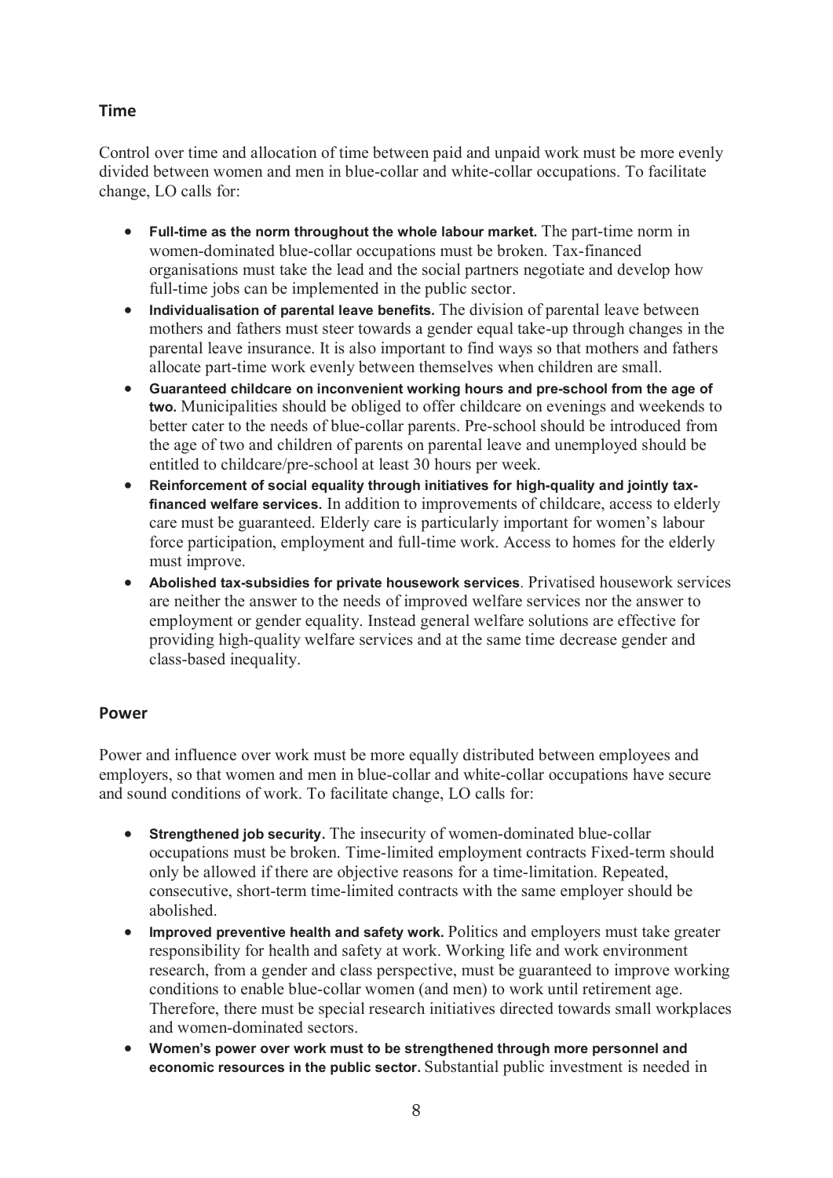## Time

Control over time and allocation of time between paid and unpaid work must be more evenly divided between women and men in blue-collar and white-collar occupations. To facilitate change, LO calls for:

- **Full-time as the norm throughout the whole labour market.** The part-time norm in women-dominated blue-collar occupations must be broken. Tax-financed organisations must take the lead and the social partners negotiate and develop how full-time jobs can be implemented in the public sector.
- **Individualisation of parental leave benefits.** The division of parental leave between mothers and fathers must steer towards a gender equal take-up through changes in the parental leave insurance. It is also important to find ways so that mothers and fathers allocate part-time work evenly between themselves when children are small.
- **Guaranteed childcare on inconvenient working hours and pre-school from the age of two.** Municipalities should be obliged to offer childcare on evenings and weekends to better cater to the needs of blue-collar parents. Pre-school should be introduced from the age of two and children of parents on parental leave and unemployed should be entitled to childcare/pre-school at least 30 hours per week.
- **Reinforcement of social equality through initiatives for high-quality and jointly tax-financed welfare services.** In addition to improvements of childcare, access to elderly care must be guaranteed. Elderly care is particularly important for women's labour force participation, employment and full-time work. Access to homes for the elderly must improve.
- **Abolished tax-subsidies for private housework services**. Privatised housework services are neither the answer to the needs of improved welfare services nor the answer to employment or gender equality. Instead general welfare solutions are effective for providing high-quality welfare services and at the same time decrease gender and class-based inequality.

## Power

Power and influence over work must be more equally distributed between employees and employers, so that women and men in blue-collar and white-collar occupations have secure and sound conditions of work. To facilitate change, LO calls for:

- **Strengthened job security.** The insecurity of women-dominated blue-collar occupations must be broken. Time-limited employment contracts Fixed-term should only be allowed if there are objective reasons for a time-limitation. Repeated, consecutive, short-term time-limited contracts with the same employer should be abolished.
- **Improved preventive health and safety work.** Politics and employers must take greater responsibility for health and safety at work. Working life and work environment research, from a gender and class perspective, must be guaranteed to improve working conditions to enable blue-collar women (and men) to work until retirement age. Therefore, there must be special research initiatives directed towards small workplaces and women-dominated sectors.
- **Women's power over work must to be strengthened through more personnel and economic resources in the public sector.** Substantial public investment is needed in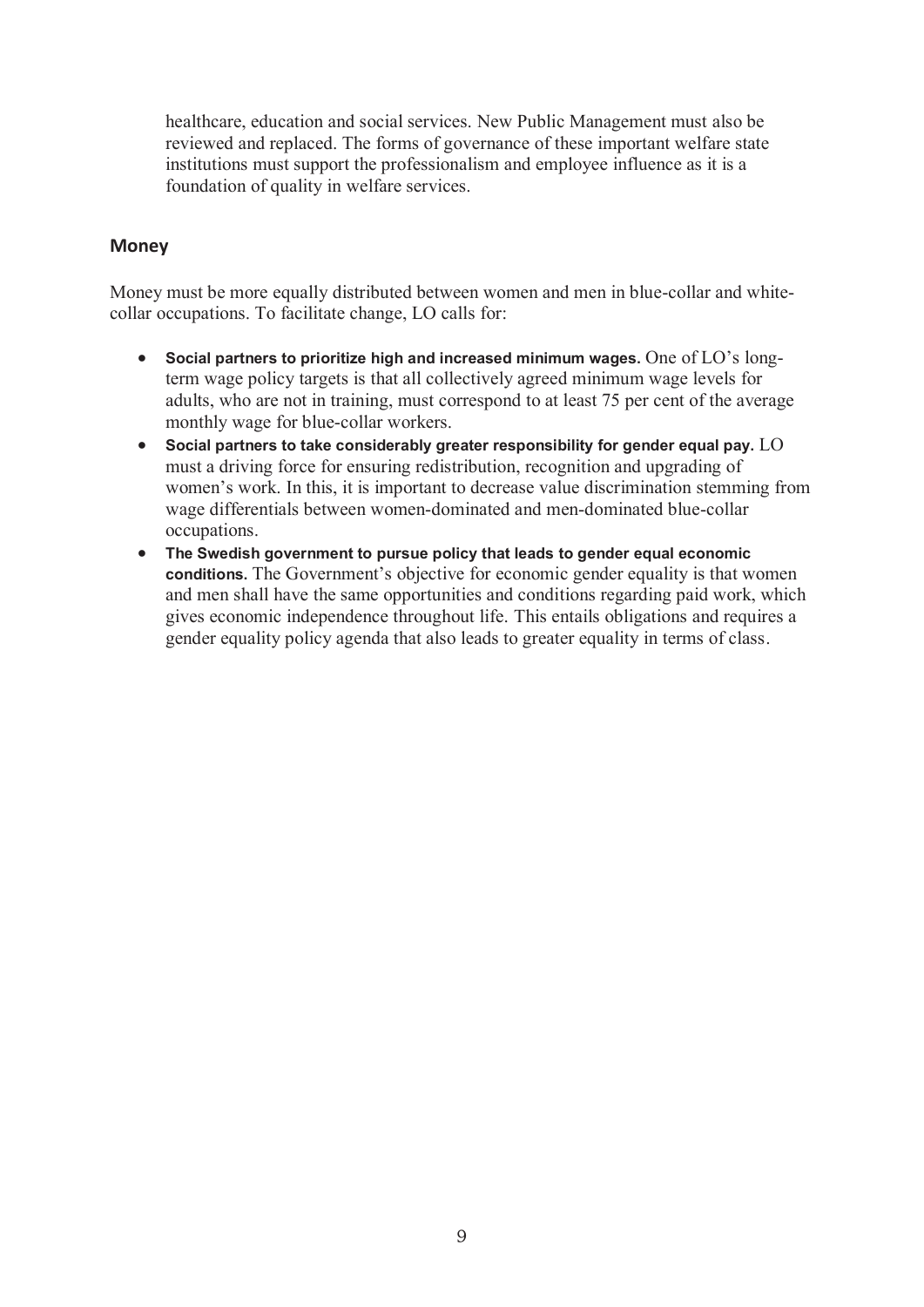healthcare, education and social services. New Public Management must also be reviewed and replaced. The forms of governance of these important welfare state institutions must support the professionalism and employee influence as it is a foundation of quality in welfare services.

## Money

Money must be more equally distributed between women and men in blue-collar and white-collar occupations. To facilitate change, LO calls for:

- **Social partners to prioritize high and increased minimum wages.** One of LO's long-term wage policy targets is that all collectively agreed minimum wage levels for adults, who are not in training, must correspond to at least 75 per cent of the average monthly wage for blue-collar workers.
- **Social partners to take considerably greater responsibility for gender equal pay.** LO must a driving force for ensuring redistribution, recognition and upgrading of women's work. In this, it is important to decrease value discrimination stemming from wage differentials between women-dominated and men-dominated blue-collar occupations.
- **The Swedish government to pursue policy that leads to gender equal economic conditions.** The Government's objective for economic gender equality is that women and men shall have the same opportunities and conditions regarding paid work, which gives economic independence throughout life. This entails obligations and requires a gender equality policy agenda that also leads to greater equality in terms of class.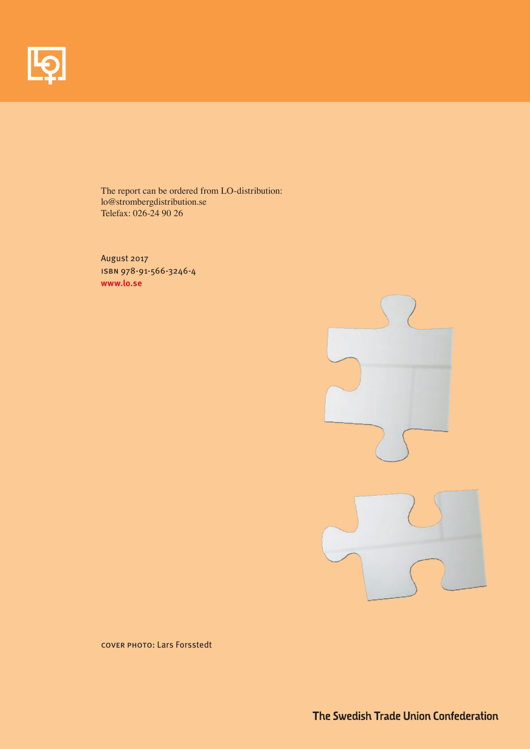The report can be ordered from LO-distribution:
lo@strombergdistribution.se
Telefax: 026-24 90 26

August 2017
ISBN 978-91-566-3246-4
**www.lo.se**

COVER PHOTO: Lars Forsstedt

**The Swedish Trade Union Confederation**